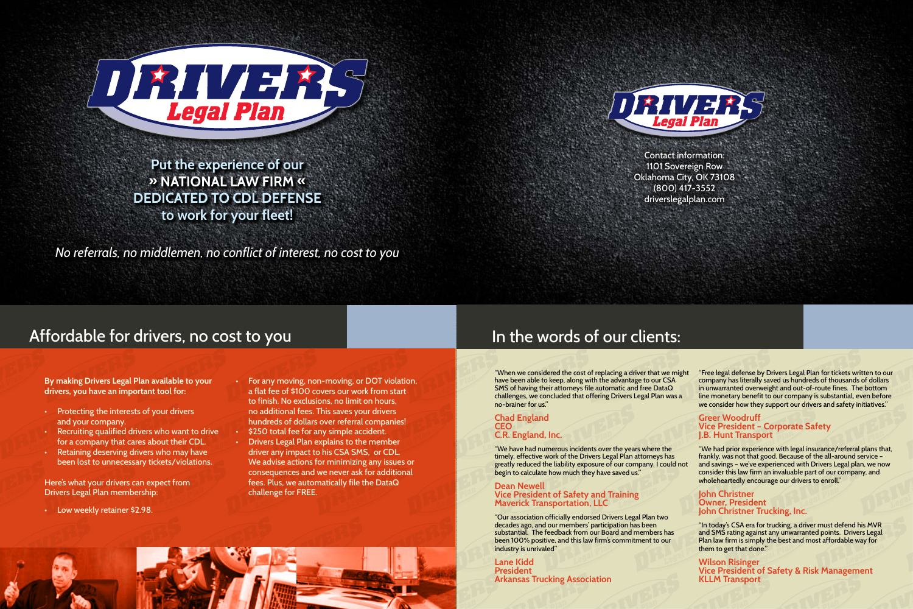# DRIVERS Legal Plan

**Put the experience of our**
**» NATIONAL LAW FIRM «**
**DEDICATED TO CDL DEFENSE**
**to work for your fleet!**

*No referrals, no middlemen, no conflict of interest, no cost to you*

DRIVERS Legal Plan

Contact information:
1101 Sovereign Row
Oklahoma City, OK 73108
(800) 417-3552
driverslegalplan.com

## Affordable for drivers, no cost to you

**By making Drivers Legal Plan available to your drivers, you have an important tool for:**

- Protecting the interests of your drivers and your company.
- Recruiting qualified drivers who want to drive for a company that cares about their CDL.
- Retaining deserving drivers who may have been lost to unnecessary tickets/violations.

Here's what your drivers can expect from Drivers Legal Plan membership:

- Low weekly retainer $2.98.
- For any moving, non-moving, or DOT violation, a flat fee of $100 covers our work from start to finish. No exclusions, no limit on hours, no additional fees. This saves your drivers hundreds of dollars over referral companies!
- $250 total fee for any simple accident.
- Drivers Legal Plan explains to the member driver any impact to his CSA SMS, or CDL. We advise actions for minimizing any issues or consequences and we never ask for additional fees. Plus, we automatically file the DataQ challenge for FREE.

## In the words of our clients:

"When we considered the cost of replacing a driver that we might have been able to keep, along with the advantage to our CSA SMS of having their attorneys file automatic and free DataQ challenges, we concluded that offering Drivers Legal Plan was a no-brainer for us."

**Chad England**
**CEO**
**C.R. England, Inc.**

"We have had numerous incidents over the years where the timely, effective work of the Drivers Legal Plan attorneys has greatly reduced the liability exposure of our company. I could not begin to calculate how much they have saved us."

**Dean Newell**
**Vice President of Safety and Training**
**Maverick Transportation, LLC**

"Our association officially endorsed Drivers Legal Plan two decades ago, and our members' participation has been substantial. The feedback from our Board and members has been 100% positive, and this law firm's commitment to our industry is unrivaled"

**Lane Kidd**
**President**
**Arkansas Trucking Association**

"Free legal defense by Drivers Legal Plan for tickets written to our company has literally saved us hundreds of thousands of dollars in unwarranted overweight and out-of-route fines. The bottom line monetary benefit to our company is substantial, even before we consider how they support our drivers and safety initiatives."

**Greer Woodruff**
**Vice President – Corporate Safety**
**J.B. Hunt Transport**

"We had prior experience with legal insurance/referral plans that, frankly, was not that good. Because of the all-around service – and savings – we've experienced with Drivers Legal plan, we now consider this law firm an invaluable part of our company, and wholeheartedly encourage our drivers to enroll."

**John Christner**
**Owner, President**
**John Christner Trucking, Inc.**

"In today's CSA era for trucking, a driver must defend his MVR and SMS rating against any unwarranted points. Drivers Legal Plan law firm is simply the best and most affordable way for them to get that done."

**Wilson Risinger**
**Vice President of Safety & Risk Management**
**KLLM Transport**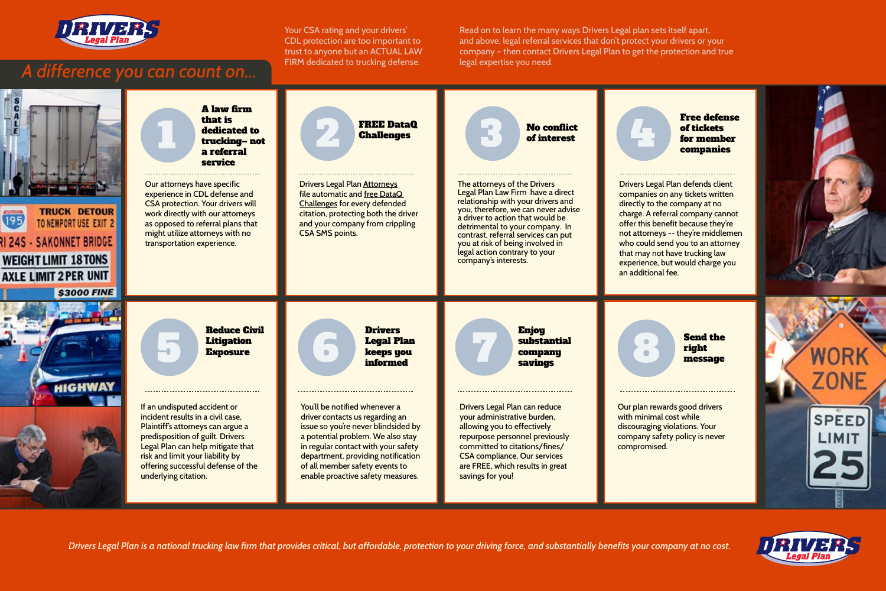# A difference you can count on...

Your CSA rating and your drivers' CDL protection are too important to trust to anyone but an ACTUAL LAW FIRM dedicated to trucking defense.

Read on to learn the many ways Drivers Legal plan sets itself apart, and above, legal referral services that don't protect your drivers or your company – then contact Drivers Legal Plan to get the protection and true legal expertise you need.

## 1 A law firm that is dedicated to trucking– not a referral service

Our attorneys have specific experience in CDL defense and CSA protection. Your drivers will work directly with our attorneys as opposed to referral plans that might utilize attorneys with no transportation experience.

## 2 FREE DataQ Challenges

Drivers Legal Plan Attorneys file automatic and free DataQ Challenges for every defended citation, protecting both the driver and your company from crippling CSA SMS points.

## 3 No conflict of interest

The attorneys of the Drivers Legal Plan Law Firm have a direct relationship with your drivers and you, therefore, we can never advise a driver to action that would be detrimental to your company. In contrast, referral services can put you at risk of being involved in legal action contrary to your company's interests.

## 4 Free defense of tickets for member companies

Drivers Legal Plan defends client companies on any tickets written directly to the company at no charge. A referral company cannot offer this benefit because they're not attorneys -- they're middlemen who could send you to an attorney that may not have trucking law experience, but would charge you an additional fee.

## 5 Reduce Civil Litigation Exposure

If an undisputed accident or incident results in a civil case, Plaintiff's attorneys can argue a predisposition of guilt. Drivers Legal Plan can help mitigate that risk and limit your liability by offering successful defense of the underlying citation.

## 6 Drivers Legal Plan keeps you informed

You'll be notified whenever a driver contacts us regarding an issue so you're never blindsided by a potential problem. We also stay in regular contact with your safety department, providing notification of all member safety events to enable proactive safety measures.

## 7 Enjoy substantial company savings

Drivers Legal Plan can reduce your administrative burden, allowing you to effectively repurpose personnel previously committed to citations/fines/ CSA compliance. Our services are FREE, which results in great savings for you!

## 8 Send the right message

Our plan rewards good drivers with minimal cost while discouraging violations. Your company safety policy is never compromised.

*Drivers Legal Plan is a national trucking law firm that provides critical, but affordable, protection to your driving force, and substantially benefits your company at no cost.*